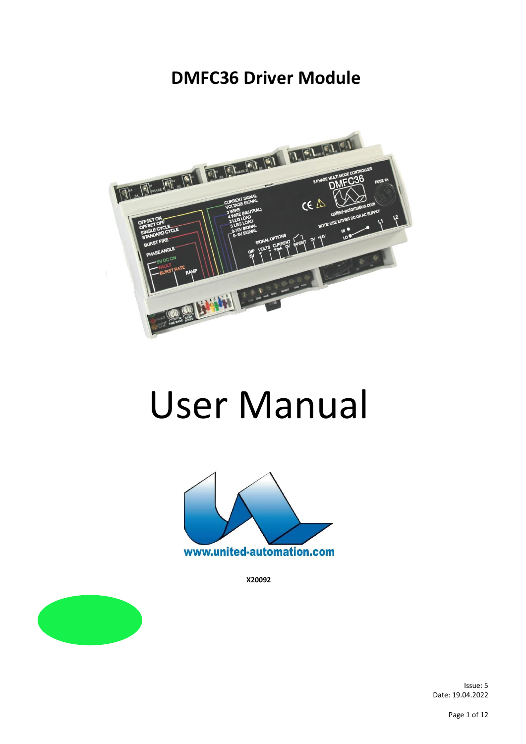# DMFC36 Driver Module

# User Manual

www.united-automation.com

**X20092**

Issue: 5
Date: 19.04.2022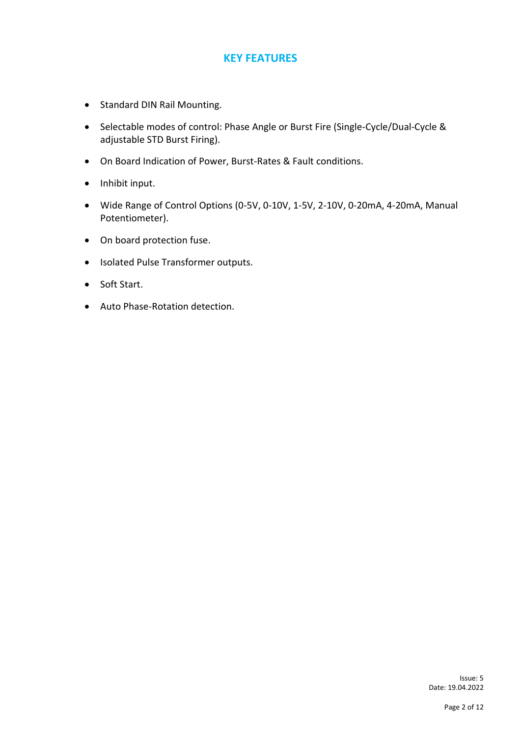## KEY FEATURES

- Standard DIN Rail Mounting.
- Selectable modes of control: Phase Angle or Burst Fire (Single-Cycle/Dual-Cycle & adjustable STD Burst Firing).
- On Board Indication of Power, Burst-Rates & Fault conditions.
- Inhibit input.
- Wide Range of Control Options (0-5V, 0-10V, 1-5V, 2-10V, 0-20mA, 4-20mA, Manual Potentiometer).
- On board protection fuse.
- Isolated Pulse Transformer outputs.
- Soft Start.
- Auto Phase-Rotation detection.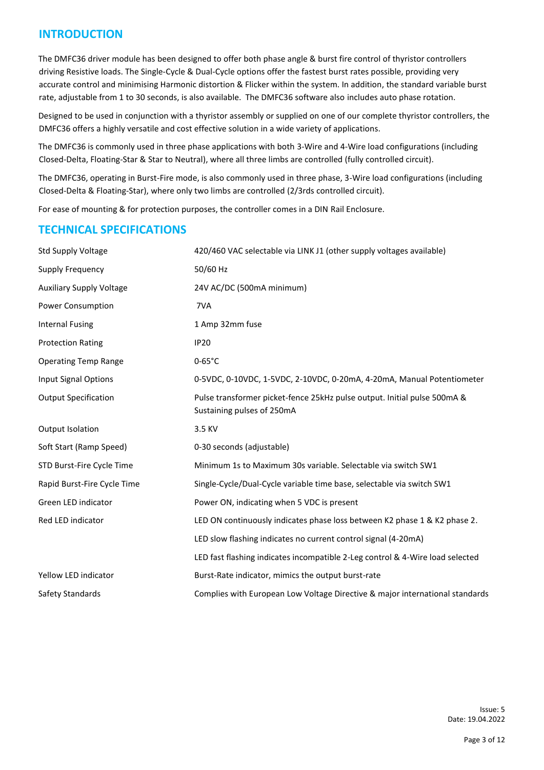## INTRODUCTION

The DMFC36 driver module has been designed to offer both phase angle & burst fire control of thyristor controllers driving Resistive loads. The Single-Cycle & Dual-Cycle options offer the fastest burst rates possible, providing very accurate control and minimising Harmonic distortion & Flicker within the system. In addition, the standard variable burst rate, adjustable from 1 to 30 seconds, is also available. The DMFC36 software also includes auto phase rotation.

Designed to be used in conjunction with a thyristor assembly or supplied on one of our complete thyristor controllers, the DMFC36 offers a highly versatile and cost effective solution in a wide variety of applications.

The DMFC36 is commonly used in three phase applications with both 3-Wire and 4-Wire load configurations (including Closed-Delta, Floating-Star & Star to Neutral), where all three limbs are controlled (fully controlled circuit).

The DMFC36, operating in Burst-Fire mode, is also commonly used in three phase, 3-Wire load configurations (including Closed-Delta & Floating-Star), where only two limbs are controlled (2/3rds controlled circuit).

For ease of mounting & for protection purposes, the controller comes in a DIN Rail Enclosure.

## TECHNICAL SPECIFICATIONS

| | |
|---|---|
| Std Supply Voltage | 420/460 VAC selectable via LINK J1 (other supply voltages available) |
| Supply Frequency | 50/60 Hz |
| Auxiliary Supply Voltage | 24V AC/DC (500mA minimum) |
| Power Consumption | 7VA |
| Internal Fusing | 1 Amp 32mm fuse |
| Protection Rating | IP20 |
| Operating Temp Range | 0-65°C |
| Input Signal Options | 0-5VDC, 0-10VDC, 1-5VDC, 2-10VDC, 0-20mA, 4-20mA, Manual Potentiometer |
| Output Specification | Pulse transformer picket-fence 25kHz pulse output. Initial pulse 500mA & Sustaining pulses of 250mA |
| Output Isolation | 3.5 KV |
| Soft Start (Ramp Speed) | 0-30 seconds (adjustable) |
| STD Burst-Fire Cycle Time | Minimum 1s to Maximum 30s variable. Selectable via switch SW1 |
| Rapid Burst-Fire Cycle Time | Single-Cycle/Dual-Cycle variable time base, selectable via switch SW1 |
| Green LED indicator | Power ON, indicating when 5 VDC is present |
| Red LED indicator | LED ON continuously indicates phase loss between K2 phase 1 & K2 phase 2. |
| | LED slow flashing indicates no current control signal (4-20mA) |
| | LED fast flashing indicates incompatible 2-Leg control & 4-Wire load selected |
| Yellow LED indicator | Burst-Rate indicator, mimics the output burst-rate |
| Safety Standards | Complies with European Low Voltage Directive & major international standards |

Issue: 5
Date: 19.04.2022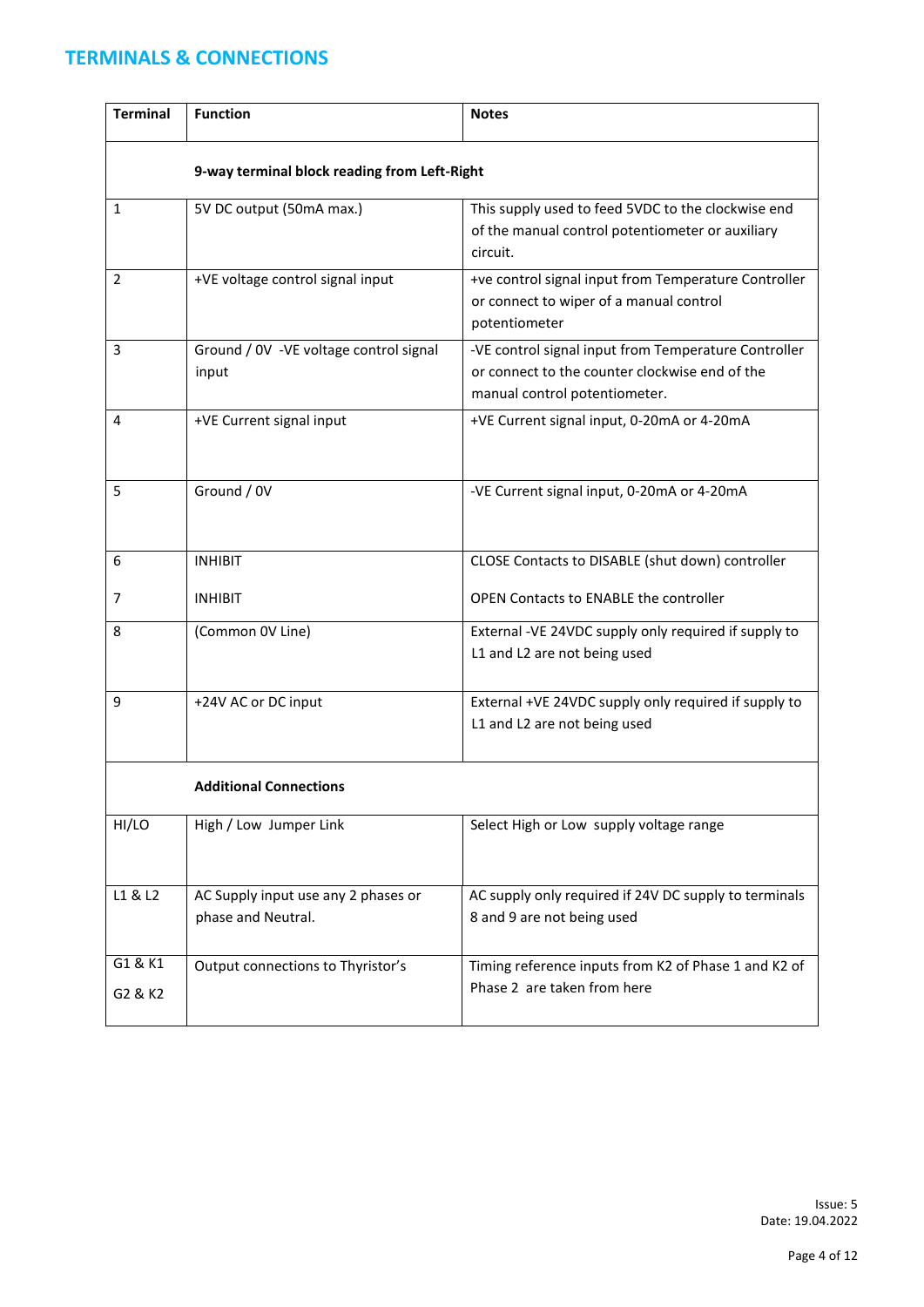## TERMINALS & CONNECTIONS

| Terminal | Function | Notes |
|---|---|---|
| | **9-way terminal block reading from Left-Right** | |
| 1 | 5V DC output (50mA max.) | This supply used to feed 5VDC to the clockwise end of the manual control potentiometer or auxiliary circuit. |
| 2 | +VE voltage control signal input | +ve control signal input from Temperature Controller or connect to wiper of a manual control potentiometer |
| 3 | Ground / 0V -VE voltage control signal input | -VE control signal input from Temperature Controller or connect to the counter clockwise end of the manual control potentiometer. |
| 4 | +VE Current signal input | +VE Current signal input, 0-20mA or 4-20mA |
| 5 | Ground / 0V | -VE Current signal input, 0-20mA or 4-20mA |
| 6<br>7 | INHIBIT<br>INHIBIT | CLOSE Contacts to DISABLE (shut down) controller<br>OPEN Contacts to ENABLE the controller |
| 8 | (Common 0V Line) | External -VE 24VDC supply only required if supply to L1 and L2 are not being used |
| 9 | +24V AC or DC input | External +VE 24VDC supply only required if supply to L1 and L2 are not being used |
| | **Additional Connections** | |
| HI/LO | High / Low Jumper Link | Select High or Low supply voltage range |
| L1 & L2 | AC Supply input use any 2 phases or phase and Neutral. | AC supply only required if 24V DC supply to terminals 8 and 9 are not being used |
| G1 & K1<br>G2 & K2 | Output connections to Thyristor's | Timing reference inputs from K2 of Phase 1 and K2 of Phase 2 are taken from here |

Issue: 5
Date: 19.04.2022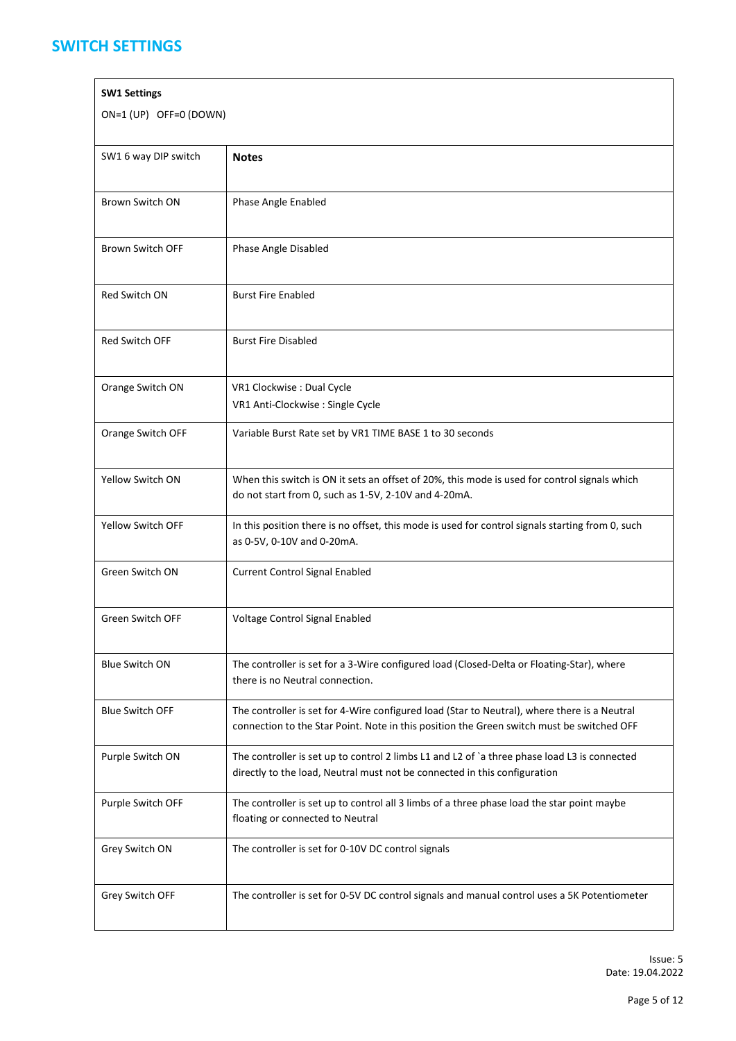# SWITCH SETTINGS

| **SW1 Settings**<br>ON=1 (UP) OFF=0 (DOWN) | |
|---|---|
| SW1 6 way DIP switch | **Notes** |
| Brown Switch ON | Phase Angle Enabled |
| Brown Switch OFF | Phase Angle Disabled |
| Red Switch ON | Burst Fire Enabled |
| Red Switch OFF | Burst Fire Disabled |
| Orange Switch ON | VR1 Clockwise : Dual Cycle<br>VR1 Anti-Clockwise : Single Cycle |
| Orange Switch OFF | Variable Burst Rate set by VR1 TIME BASE 1 to 30 seconds |
| Yellow Switch ON | When this switch is ON it sets an offset of 20%, this mode is used for control signals which do not start from 0, such as 1-5V, 2-10V and 4-20mA. |
| Yellow Switch OFF | In this position there is no offset, this mode is used for control signals starting from 0, such as 0-5V, 0-10V and 0-20mA. |
| Green Switch ON | Current Control Signal Enabled |
| Green Switch OFF | Voltage Control Signal Enabled |
| Blue Switch ON | The controller is set for a 3-Wire configured load (Closed-Delta or Floating-Star), where there is no Neutral connection. |
| Blue Switch OFF | The controller is set for 4-Wire configured load (Star to Neutral), where there is a Neutral connection to the Star Point. Note in this position the Green switch must be switched OFF |
| Purple Switch ON | The controller is set up to control 2 limbs L1 and L2 of `a three phase load L3 is connected directly to the load, Neutral must not be connected in this configuration |
| Purple Switch OFF | The controller is set up to control all 3 limbs of a three phase load the star point maybe floating or connected to Neutral |
| Grey Switch ON | The controller is set for 0-10V DC control signals |
| Grey Switch OFF | The controller is set for 0-5V DC control signals and manual control uses a 5K Potentiometer |

Issue: 5
Date: 19.04.2022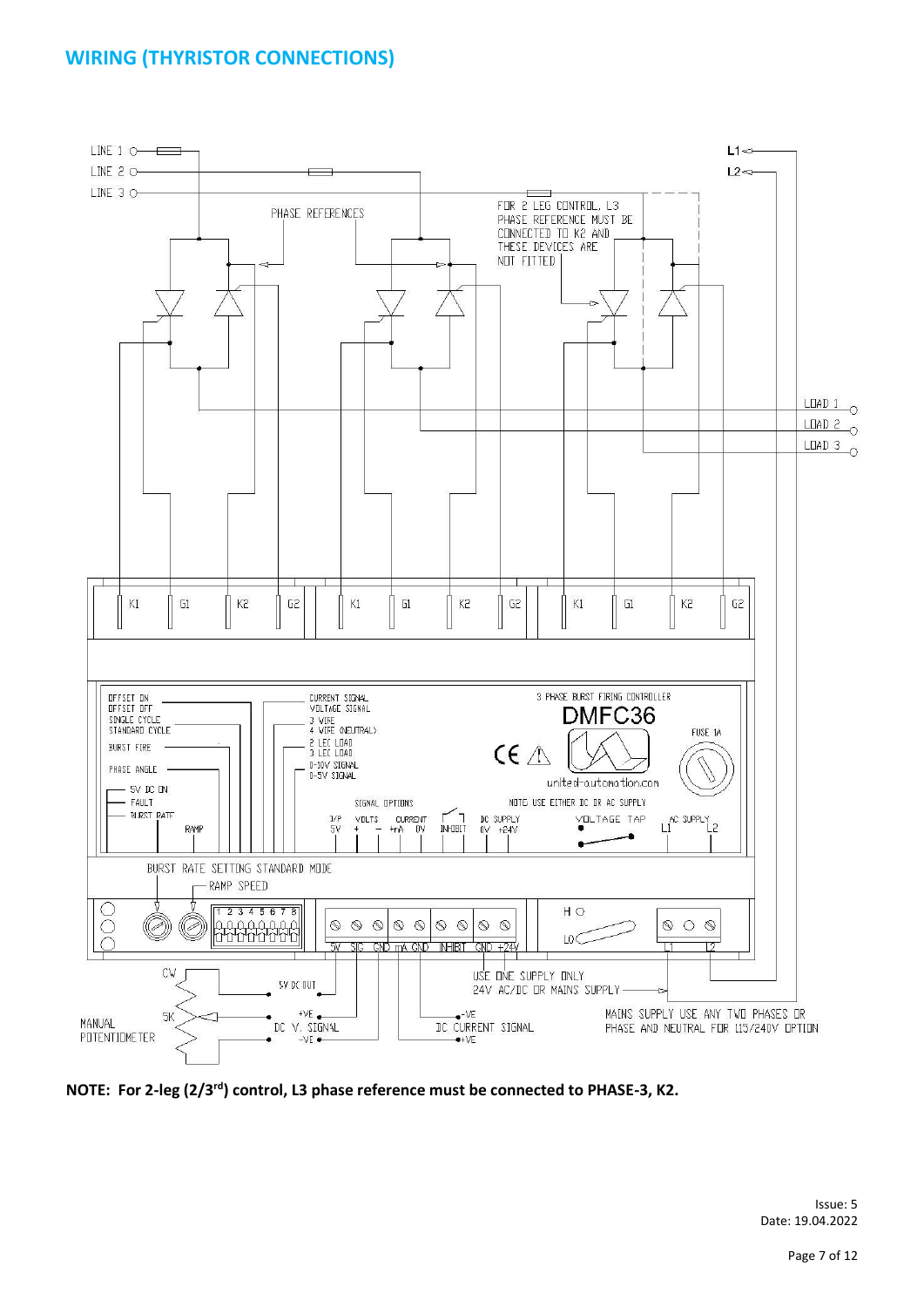## WIRING (THYRISTOR CONNECTIONS)

**NOTE: For 2-leg (2/3rd) control, L3 phase reference must be connected to PHASE-3, K2.**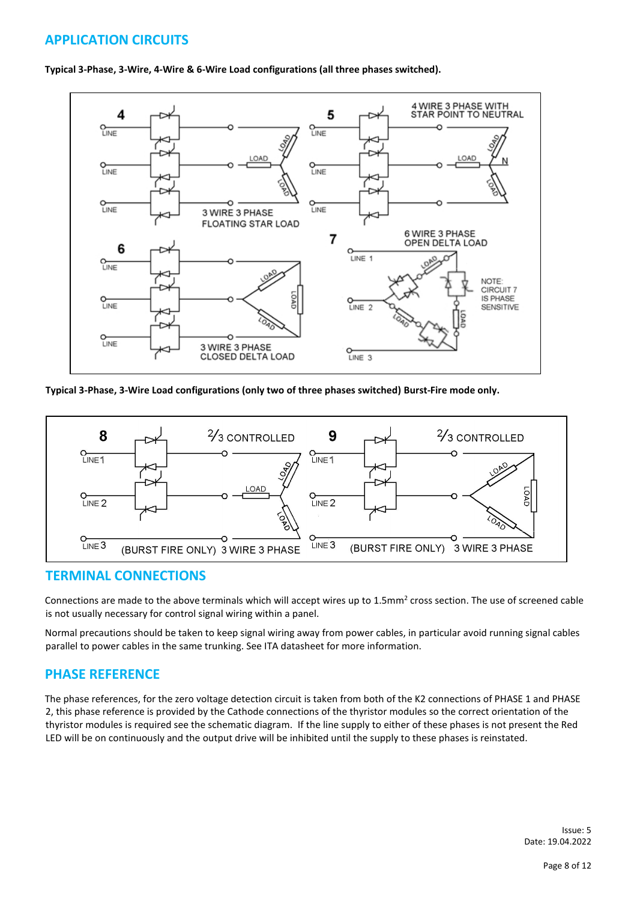## APPLICATION CIRCUITS

**Typical 3-Phase, 3-Wire, 4-Wire & 6-Wire Load configurations (all three phases switched).**

**Typical 3-Phase, 3-Wire Load configurations (only two of three phases switched) Burst-Fire mode only.**

## TERMINAL CONNECTIONS

Connections are made to the above terminals which will accept wires up to 1.5mm$^2$ cross section. The use of screened cable is not usually necessary for control signal wiring within a panel.

Normal precautions should be taken to keep signal wiring away from power cables, in particular avoid running signal cables parallel to power cables in the same trunking. See ITA datasheet for more information.

## PHASE REFERENCE

The phase references, for the zero voltage detection circuit is taken from both of the K2 connections of PHASE 1 and PHASE 2, this phase reference is provided by the Cathode connections of the thyristor modules so the correct orientation of the thyristor modules is required see the schematic diagram. If the line supply to either of these phases is not present the Red LED will be on continuously and the output drive will be inhibited until the supply to these phases is reinstated.

Issue: 5
Date: 19.04.2022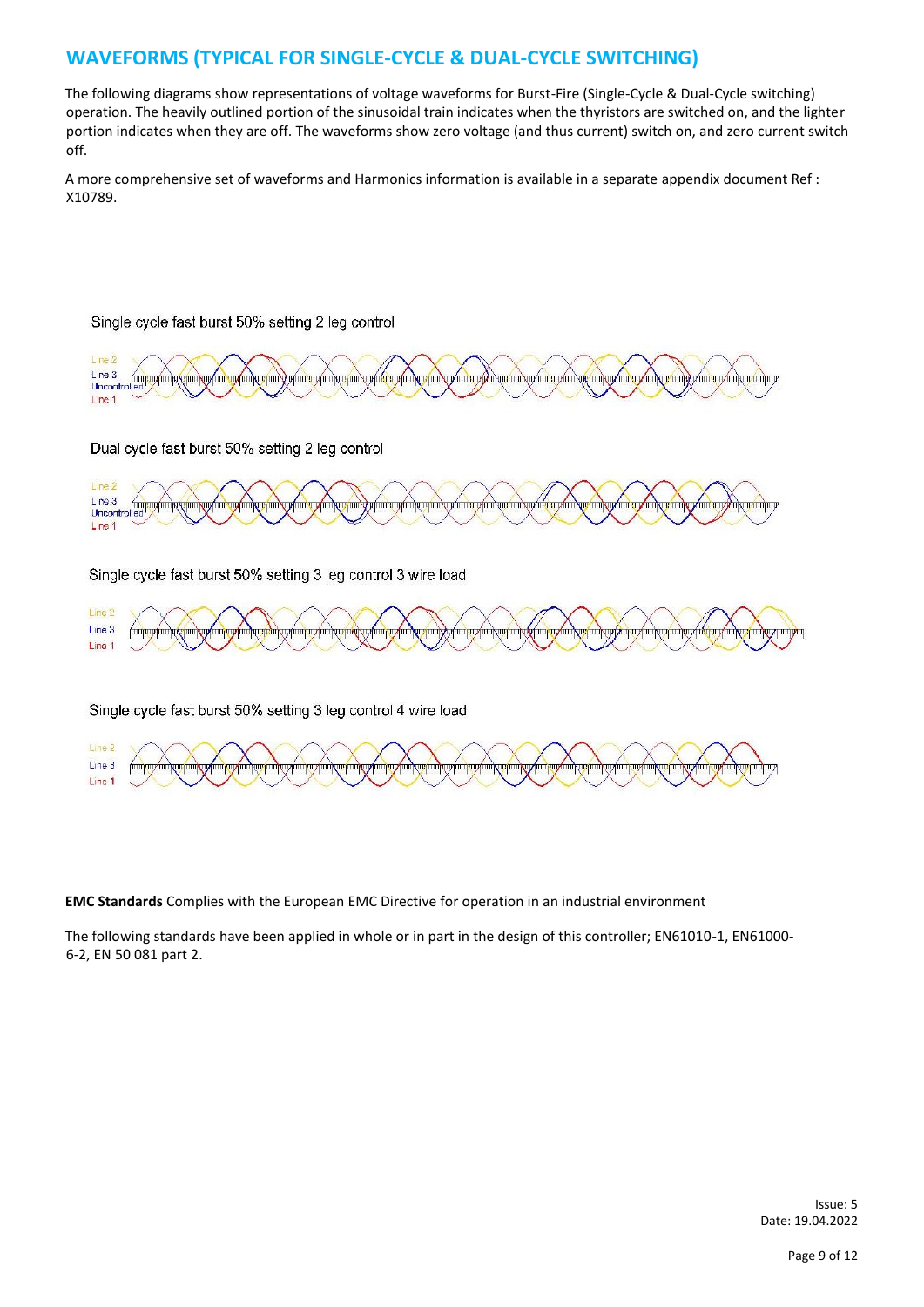## WAVEFORMS (TYPICAL FOR SINGLE-CYCLE & DUAL-CYCLE SWITCHING)

The following diagrams show representations of voltage waveforms for Burst-Fire (Single-Cycle & Dual-Cycle switching) operation. The heavily outlined portion of the sinusoidal train indicates when the thyristors are switched on, and the lighter portion indicates when they are off. The waveforms show zero voltage (and thus current) switch on, and zero current switch off.

A more comprehensive set of waveforms and Harmonics information is available in a separate appendix document Ref : X10789.

Single cycle fast burst 50% setting 2 leg control

Line 2
Line 3
Uncontrolled
Line 1

Dual cycle fast burst 50% setting 2 leg control

Line 2
Line 3
Uncontrolled
Line 1

Single cycle fast burst 50% setting 3 leg control 3 wire load

Line 2
Line 3
Line 1

Single cycle fast burst 50% setting 3 leg control 4 wire load

Line 2
Line 3
Line 1

**EMC Standards** Complies with the European EMC Directive for operation in an industrial environment

The following standards have been applied in whole or in part in the design of this controller; EN61010-1, EN61000-6-2, EN 50 081 part 2.

Issue: 5
Date: 19.04.2022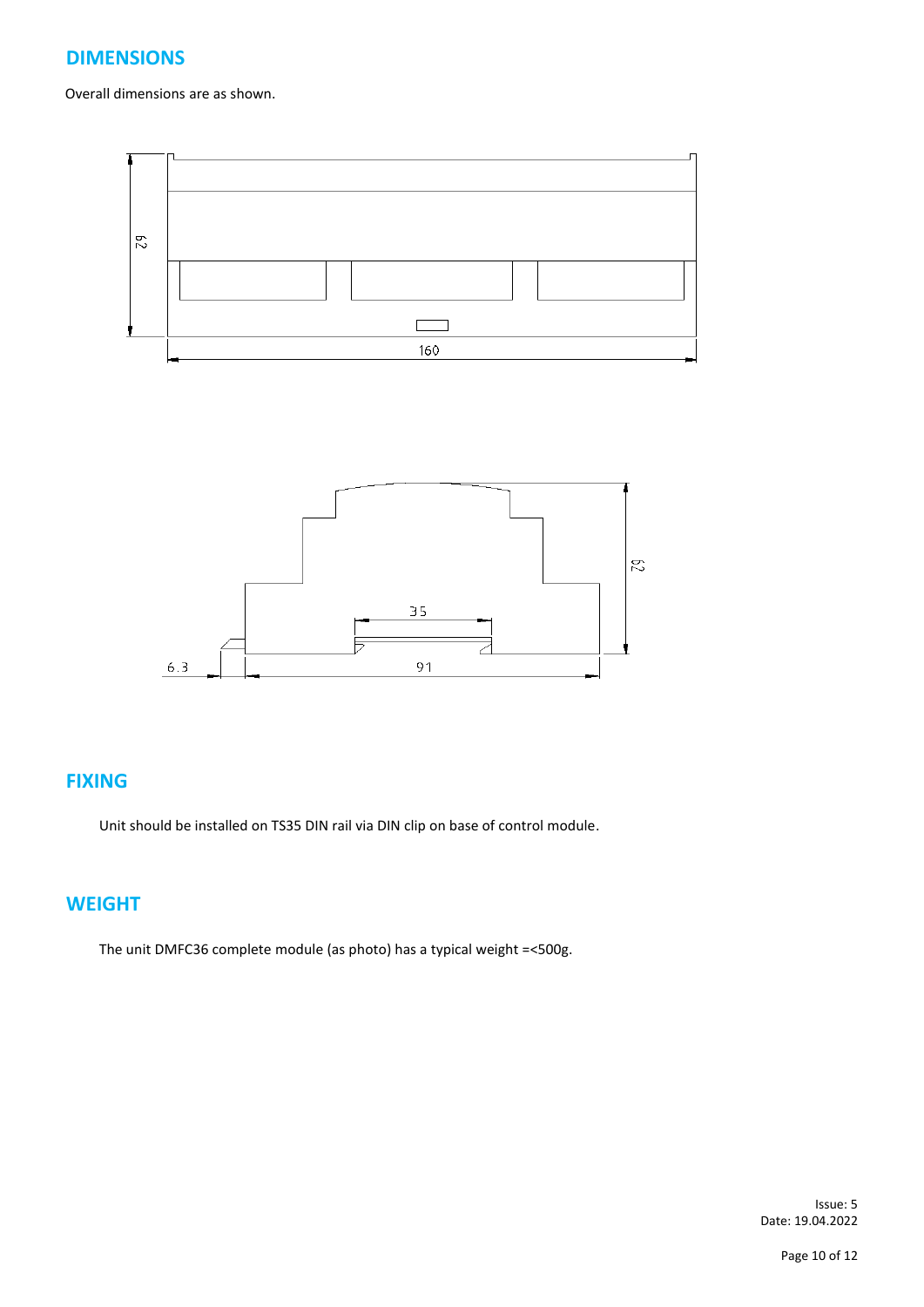## DIMENSIONS

Overall dimensions are as shown.

## FIXING

Unit should be installed on TS35 DIN rail via DIN clip on base of control module.

## WEIGHT

The unit DMFC36 complete module (as photo) has a typical weight =<500g.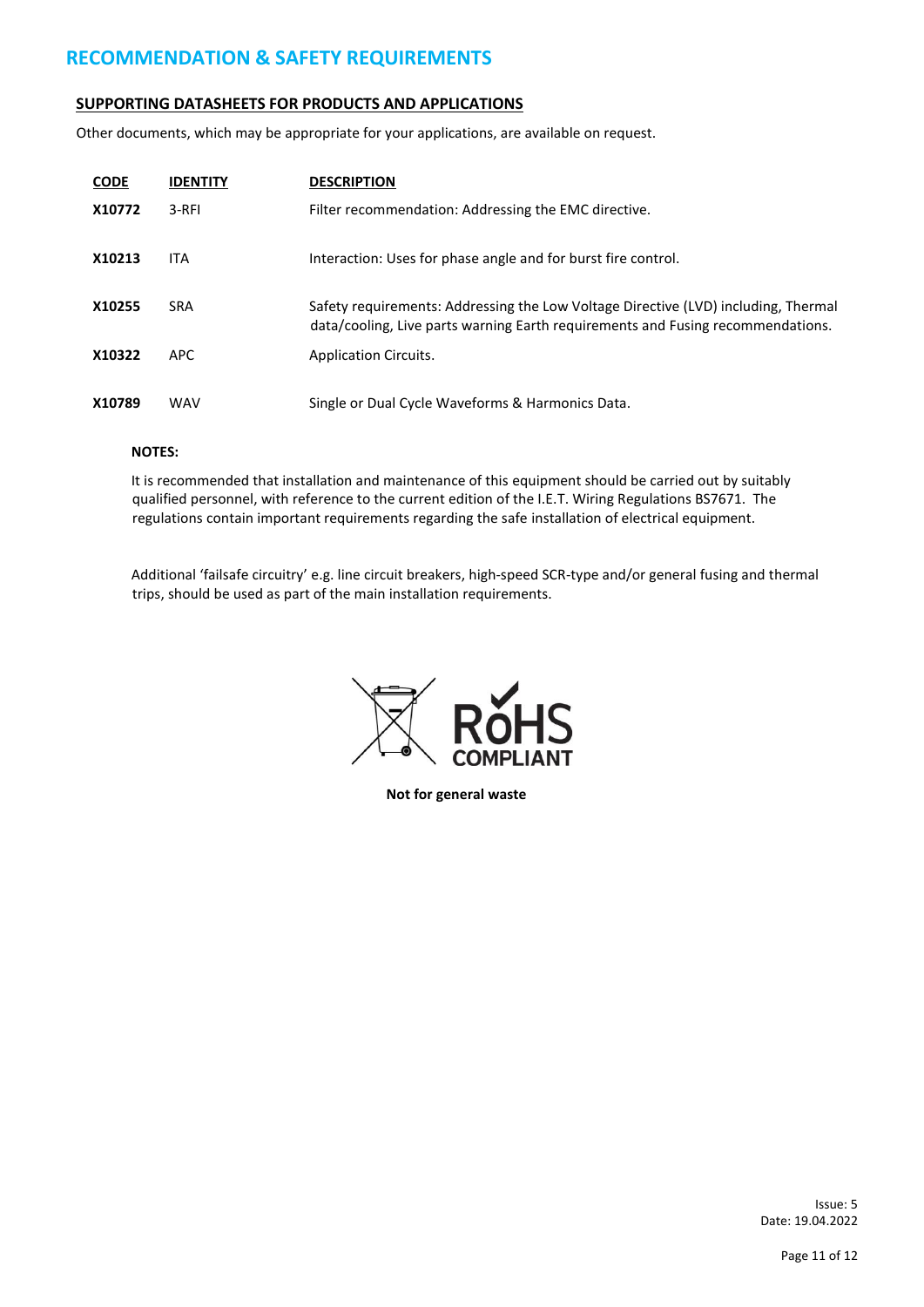# RECOMMENDATION & SAFETY REQUIREMENTS

## SUPPORTING DATASHEETS FOR PRODUCTS AND APPLICATIONS

Other documents, which may be appropriate for your applications, are available on request.

| CODE | IDENTITY | DESCRIPTION |
|---|---|---|
| **X10772** | 3-RFI | Filter recommendation: Addressing the EMC directive. |
| **X10213** | ITA | Interaction: Uses for phase angle and for burst fire control. |
| **X10255** | SRA | Safety requirements: Addressing the Low Voltage Directive (LVD) including, Thermal data/cooling, Live parts warning Earth requirements and Fusing recommendations. |
| **X10322** | APC | Application Circuits. |
| **X10789** | WAV | Single or Dual Cycle Waveforms & Harmonics Data. |

**NOTES:**

It is recommended that installation and maintenance of this equipment should be carried out by suitably qualified personnel, with reference to the current edition of the I.E.T. Wiring Regulations BS7671. The regulations contain important requirements regarding the safe installation of electrical equipment.

Additional 'failsafe circuitry' e.g. line circuit breakers, high-speed SCR-type and/or general fusing and thermal trips, should be used as part of the main installation requirements.

RoHS COMPLIANT

**Not for general waste**

Issue: 5
Date: 19.04.2022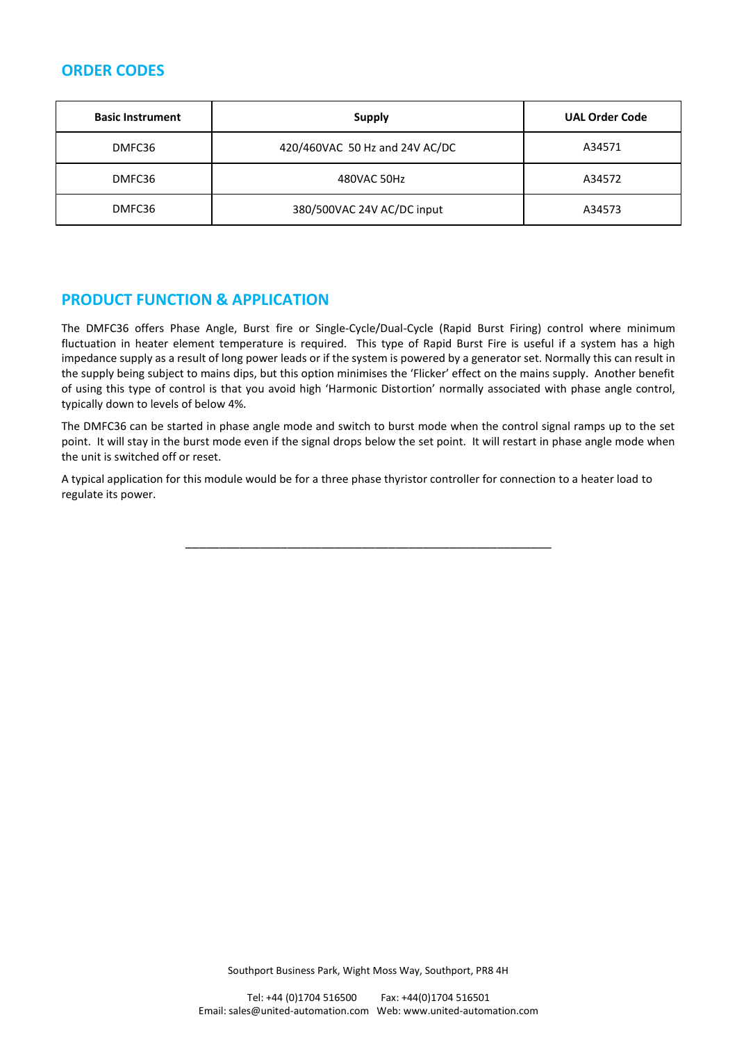## ORDER CODES

| Basic Instrument | Supply | UAL Order Code |
|---|---|---|
| DMFC36 | 420/460VAC 50 Hz and 24V AC/DC | A34571 |
| DMFC36 | 480VAC 50Hz | A34572 |
| DMFC36 | 380/500VAC 24V AC/DC input | A34573 |

## PRODUCT FUNCTION & APPLICATION

The DMFC36 offers Phase Angle, Burst fire or Single-Cycle/Dual-Cycle (Rapid Burst Firing) control where minimum fluctuation in heater element temperature is required. This type of Rapid Burst Fire is useful if a system has a high impedance supply as a result of long power leads or if the system is powered by a generator set. Normally this can result in the supply being subject to mains dips, but this option minimises the 'Flicker' effect on the mains supply. Another benefit of using this type of control is that you avoid high 'Harmonic Distortion' normally associated with phase angle control, typically down to levels of below 4%.

The DMFC36 can be started in phase angle mode and switch to burst mode when the control signal ramps up to the set point. It will stay in the burst mode even if the signal drops below the set point. It will restart in phase angle mode when the unit is switched off or reset.

A typical application for this module would be for a three phase thyristor controller for connection to a heater load to regulate its power.

---

Southport Business Park, Wight Moss Way, Southport, PR8 4H

Tel: +44 (0)1704 516500 Fax: +44(0)1704 516501
Email: sales@united-automation.com Web: www.united-automation.com